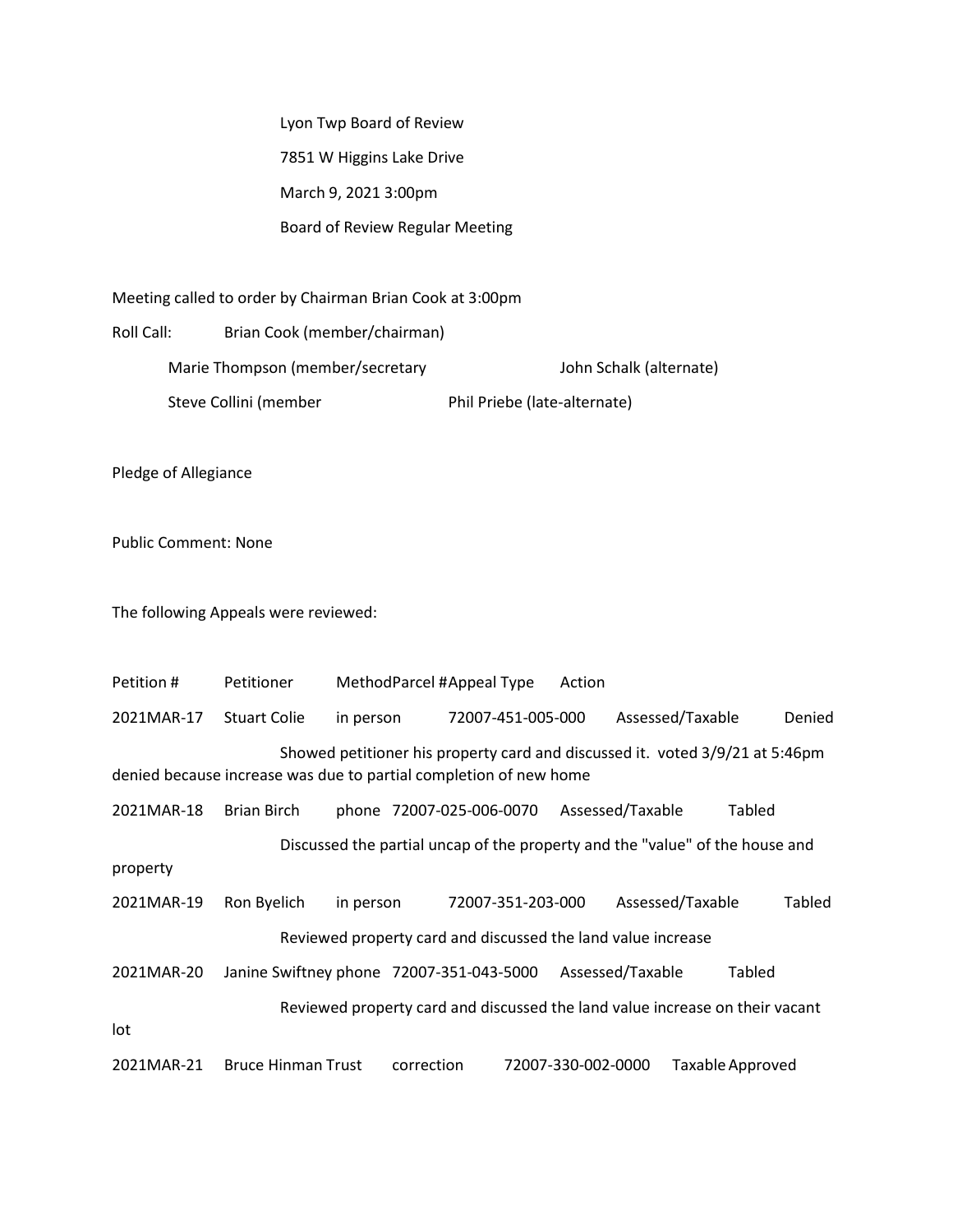Lyon Twp Board of Review

7851 W Higgins Lake Drive

March 9, 2021 3:00pm

Board of Review Regular Meeting

Meeting called to order by Chairman Brian Cook at 3:00pm

Roll Call: Brian Cook (member/chairman)

Marie Thompson (member/secretary John Schalk (alternate)

Steve Collini (member Phil Priebe (late-alternate)

Pledge of Allegiance

Public Comment: None

The following Appeals were reviewed:

| Petition # | Petitioner | Method | Parcel # | Appeal Type | Action |
|---|---|---|---|---|---|
| 2021MAR-17 | Stuart Colie | in person | 72007-451-005-000 | Assessed/Taxable | Denied |

Showed petitioner his property card and discussed it. voted 3/9/21 at 5:46pm denied because increase was due to partial completion of new home

| Petition # | Petitioner | Method | Parcel # | Appeal Type | Action |
|---|---|---|---|---|---|
| 2021MAR-18 | Brian Birch | phone | 72007-025-006-0070 | Assessed/Taxable | Tabled |

Discussed the partial uncap of the property and the "value" of the house and property

| Petition # | Petitioner | Method | Parcel # | Appeal Type | Action |
|---|---|---|---|---|---|
| 2021MAR-19 | Ron Byelich | in person | 72007-351-203-000 | Assessed/Taxable | Tabled |

Reviewed property card and discussed the land value increase

| Petition # | Petitioner | Method | Parcel # | Appeal Type | Action |
|---|---|---|---|---|---|
| 2021MAR-20 | Janine Swiftney | phone | 72007-351-043-5000 | Assessed/Taxable | Tabled |

Reviewed property card and discussed the land value increase on their vacant lot

| Petition # | Petitioner | Method | Parcel # | Appeal Type | Action |
|---|---|---|---|---|---|
| 2021MAR-21 | Bruce Hinman Trust | correction | 72007-330-002-0000 | Taxable | Approved |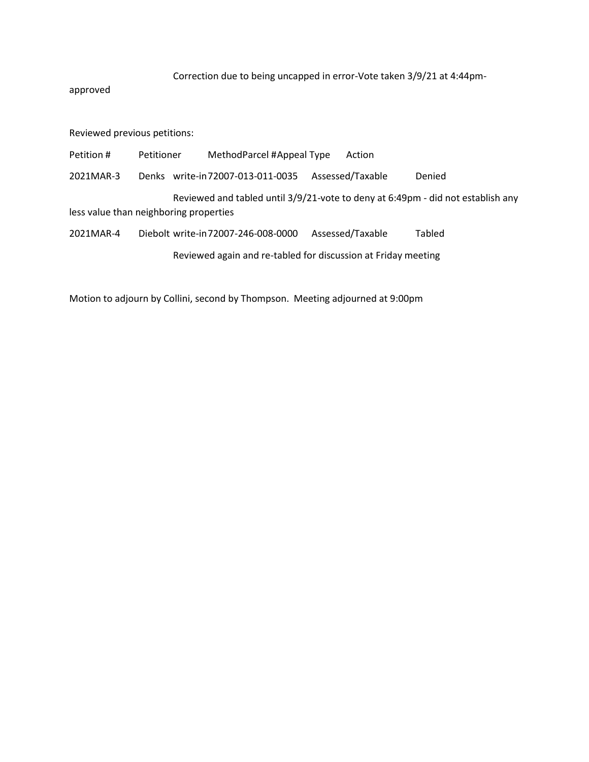Correction due to being uncapped in error-Vote taken 3/9/21 at 4:44pm-approved

Reviewed previous petitions:

| Petition # | Petitioner | Method | Parcel # | Appeal Type | Action |
|---|---|---|---|---|---|
| 2021MAR-3 | Denks | write-in | 72007-013-011-0035 | Assessed/Taxable | Denied |

Reviewed and tabled until 3/9/21-vote to deny at 6:49pm - did not establish any less value than neighboring properties

| Petition # | Petitioner | Method | Parcel # | Appeal Type | Action |
|---|---|---|---|---|---|
| 2021MAR-4 | Diebolt | write-in | 72007-246-008-0000 | Assessed/Taxable | Tabled |

Reviewed again and re-tabled for discussion at Friday meeting

Motion to adjourn by Collini, second by Thompson. Meeting adjourned at 9:00pm